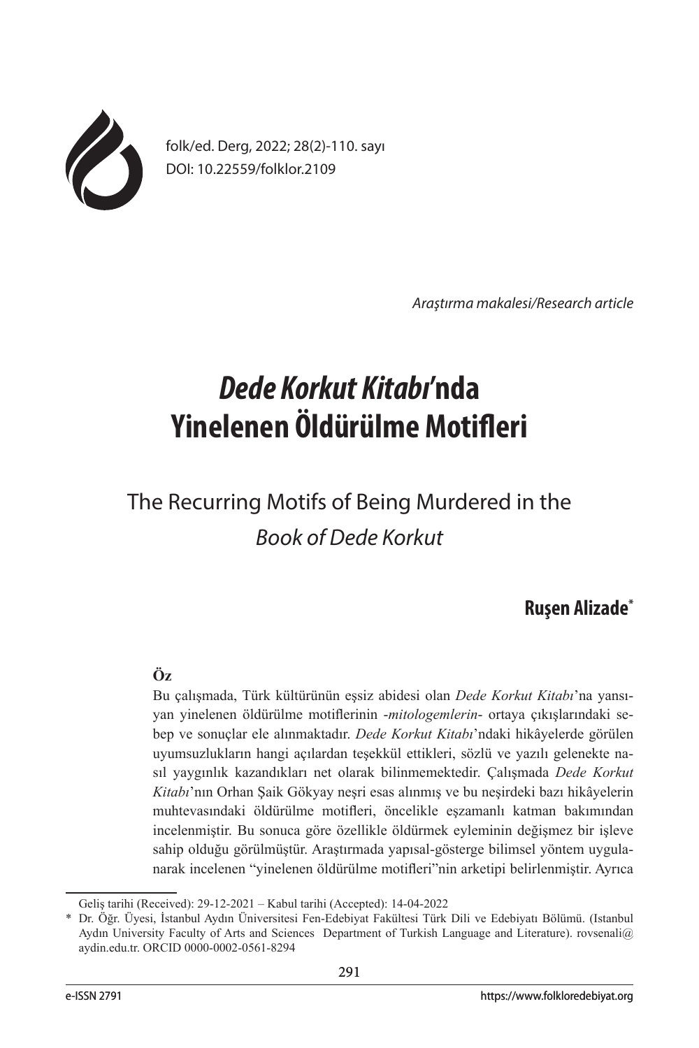Araştırma makalesi/Research article

# *Dede Korkut Kitabı*'nda Yinelenen Öldürülme Motifleri

## The Recurring Motifs of Being Murdered in the *Book of Dede Korkut*

**Ruşen Alizade***

**Öz**

Bu çalışmada, Türk kültürünün eşsiz abidesi olan *Dede Korkut Kitabı*'na yansıyan yinelenen öldürülme motiflerinin -*mitologemlerin*- ortaya çıkışlarındaki sebep ve sonuçlar ele alınmaktadır. *Dede Korkut Kitabı*'ndaki hikâyelerde görülen uyumsuzlukların hangi açılardan teşekkül ettikleri, sözlü ve yazılı gelenekte nasıl yaygınlık kazandıkları net olarak bilinmemektedir. Çalışmada *Dede Korkut Kitabı*'nın Orhan Şaik Gökyay neşri esas alınmış ve bu neşirdeki bazı hikâyelerin muhtevasındaki öldürülme motifleri, öncelikle eşzamanlı katman bakımından incelenmiştir. Bu sonuca göre özellikle öldürmek eyleminin değişmez bir işleve sahip olduğu görülmüştür. Araştırmada yapısal-gösterge bilimsel yöntem uygulanarak incelenen "yinelenen öldürülme motifleri"nin arketipi belirlenmiştir. Ayrıca

---

Geliş tarihi (Received): 29-12-2021 – Kabul tarihi (Accepted): 14-04-2022

\* Dr. Öğr. Üyesi, İstanbul Aydın Üniversitesi Fen-Edebiyat Fakültesi Türk Dili ve Edebiyatı Bölümü. (Istanbul Aydın University Faculty of Arts and Sciences Department of Turkish Language and Literature). rovsenali@aydin.edu.tr. ORCID 0000-0002-0561-8294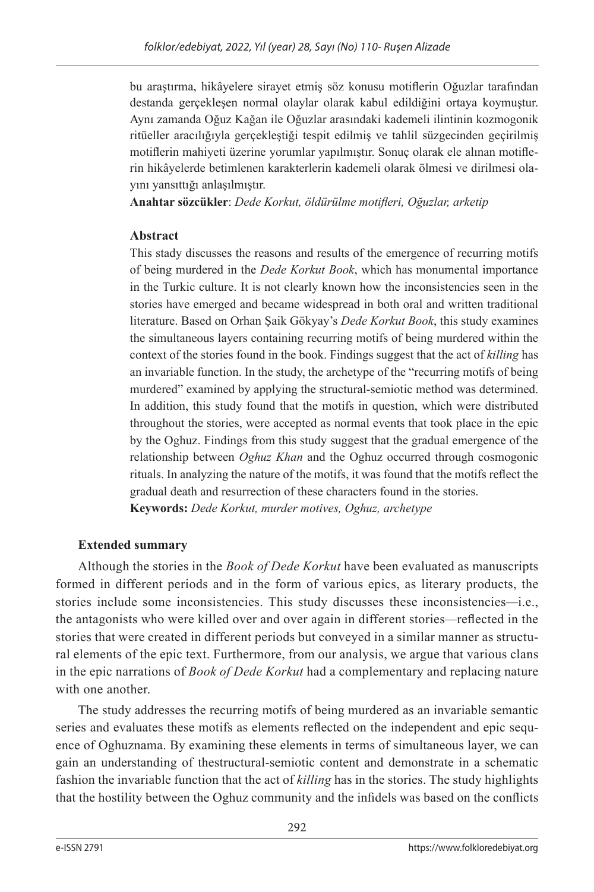bu araştırma, hikâyelere sirayet etmiş söz konusu motiflerin Oğuzlar tarafından destanda gerçekleşen normal olaylar olarak kabul edildiğini ortaya koymuştur. Aynı zamanda Oğuz Kağan ile Oğuzlar arasındaki kademeli ilintinin kozmogonik ritüeller aracılığıyla gerçekleştiği tespit edilmiş ve tahlil süzgecinden geçirilmiş motiflerin mahiyeti üzerine yorumlar yapılmıştır. Sonuç olarak ele alınan motiflerin hikâyelerde betimlenen karakterlerin kademeli olarak ölmesi ve dirilmesi olayını yansıttığı anlaşılmıştır.

**Anahtar sözcükler**: *Dede Korkut, öldürülme motifleri, Oğuzlar, arketip*

## Abstract

This stady discusses the reasons and results of the emergence of recurring motifs of being murdered in the *Dede Korkut Book*, which has monumental importance in the Turkic culture. It is not clearly known how the inconsistencies seen in the stories have emerged and became widespread in both oral and written traditional literature. Based on Orhan Şaik Gökyay's *Dede Korkut Book*, this study examines the simultaneous layers containing recurring motifs of being murdered within the context of the stories found in the book. Findings suggest that the act of *killing* has an invariable function. In the study, the archetype of the "recurring motifs of being murdered" examined by applying the structural-semiotic method was determined. In addition, this study found that the motifs in question, which were distributed throughout the stories, were accepted as normal events that took place in the epic by the Oghuz. Findings from this study suggest that the gradual emergence of the relationship between *Oghuz Khan* and the Oghuz occurred through cosmogonic rituals. In analyzing the nature of the motifs, it was found that the motifs reflect the gradual death and resurrection of these characters found in the stories.

**Keywords:** *Dede Korkut, murder motives, Oghuz, archetype*

## Extended summary

Although the stories in the *Book of Dede Korkut* have been evaluated as manuscripts formed in different periods and in the form of various epics, as literary products, the stories include some inconsistencies. This study discusses these inconsistencies—i.e., the antagonists who were killed over and over again in different stories—reflected in the stories that were created in different periods but conveyed in a similar manner as structural elements of the epic text. Furthermore, from our analysis, we argue that various clans in the epic narrations of *Book of Dede Korkut* had a complementary and replacing nature with one another.

The study addresses the recurring motifs of being murdered as an invariable semantic series and evaluates these motifs as elements reflected on the independent and epic sequence of Oghuznama. By examining these elements in terms of simultaneous layer, we can gain an understanding of thestructural-semiotic content and demonstrate in a schematic fashion the invariable function that the act of *killing* has in the stories. The study highlights that the hostility between the Oghuz community and the infidels was based on the conflicts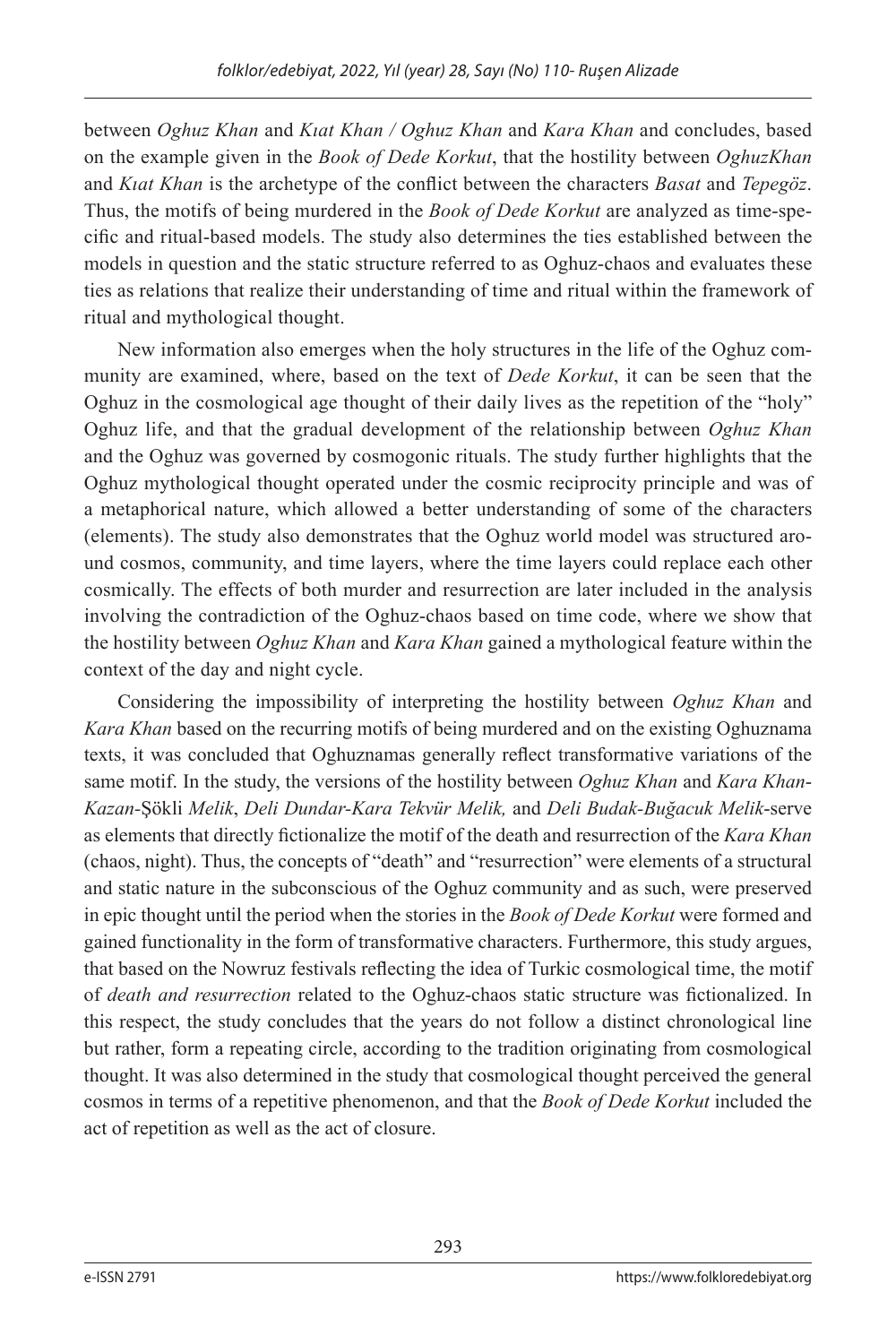between *Oghuz Khan* and *Kıat Khan / Oghuz Khan* and *Kara Khan* and concludes, based on the example given in the *Book of Dede Korkut*, that the hostility between *OghuzKhan* and *Kıat Khan* is the archetype of the conflict between the characters *Basat* and *Tepegöz*. Thus, the motifs of being murdered in the *Book of Dede Korkut* are analyzed as time-specific and ritual-based models. The study also determines the ties established between the models in question and the static structure referred to as Oghuz-chaos and evaluates these ties as relations that realize their understanding of time and ritual within the framework of ritual and mythological thought.

New information also emerges when the holy structures in the life of the Oghuz community are examined, where, based on the text of *Dede Korkut*, it can be seen that the Oghuz in the cosmological age thought of their daily lives as the repetition of the "holy" Oghuz life, and that the gradual development of the relationship between *Oghuz Khan* and the Oghuz was governed by cosmogonic rituals. The study further highlights that the Oghuz mythological thought operated under the cosmic reciprocity principle and was of a metaphorical nature, which allowed a better understanding of some of the characters (elements). The study also demonstrates that the Oghuz world model was structured around cosmos, community, and time layers, where the time layers could replace each other cosmically. The effects of both murder and resurrection are later included in the analysis involving the contradiction of the Oghuz-chaos based on time code, where we show that the hostility between *Oghuz Khan* and *Kara Khan* gained a mythological feature within the context of the day and night cycle.

Considering the impossibility of interpreting the hostility between *Oghuz Khan* and *Kara Khan* based on the recurring motifs of being murdered and on the existing Oghuznama texts, it was concluded that Oghuznamas generally reflect transformative variations of the same motif. In the study, the versions of the hostility between *Oghuz Khan* and *Kara Khan*-*Kazan*-Şökli *Melik*, *Deli Dundar*-*Kara Tekvür Melik,* and *Deli Budak*-*Buğacuk Melik*-serve as elements that directly fictionalize the motif of the death and resurrection of the *Kara Khan* (chaos, night). Thus, the concepts of "death" and "resurrection" were elements of a structural and static nature in the subconscious of the Oghuz community and as such, were preserved in epic thought until the period when the stories in the *Book of Dede Korkut* were formed and gained functionality in the form of transformative characters. Furthermore, this study argues, that based on the Nowruz festivals reflecting the idea of Turkic cosmological time, the motif of *death and resurrection* related to the Oghuz-chaos static structure was fictionalized. In this respect, the study concludes that the years do not follow a distinct chronological line but rather, form a repeating circle, according to the tradition originating from cosmological thought. It was also determined in the study that cosmological thought perceived the general cosmos in terms of a repetitive phenomenon, and that the *Book of Dede Korkut* included the act of repetition as well as the act of closure.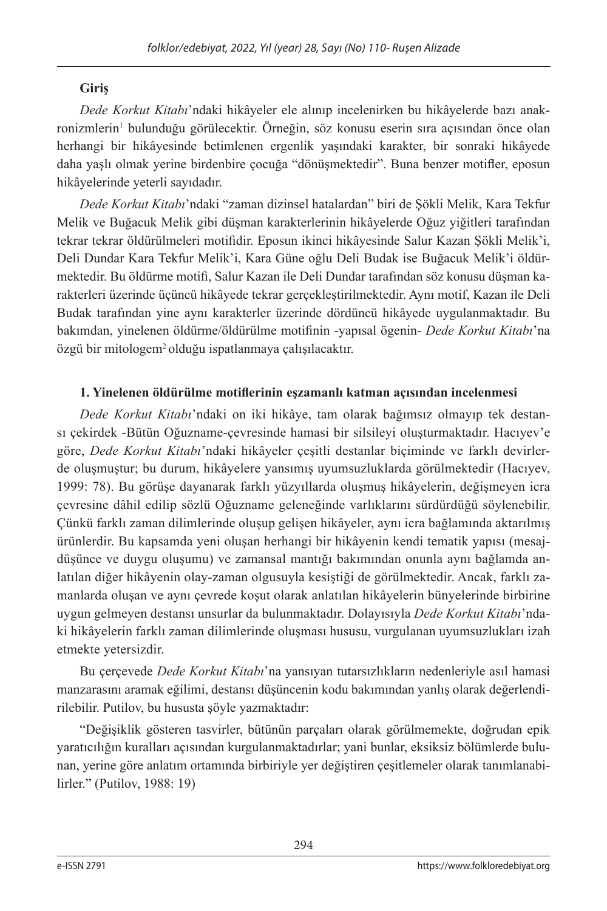**Giriş**

*Dede Korkut Kitabı*'ndaki hikâyeler ele alınıp incelenirken bu hikâyelerde bazı anakronizmlerin[1] bulunduğu görülecektir. Örneğin, söz konusu eserin sıra açısından önce olan herhangi bir hikâyesinde betimlenen ergenlik yaşındaki karakter, bir sonraki hikâyede daha yaşlı olmak yerine birdenbire çocuğa "dönüşmektedir". Buna benzer motifler, eposun hikâyelerinde yeterli sayıdadır.

*Dede Korkut Kitabı*'ndaki "zaman dizinsel hatalardan" biri de Şökli Melik, Kara Tekfur Melik ve Buğacuk Melik gibi düşman karakterlerinin hikâyelerde Oğuz yiğitleri tarafından tekrar tekrar öldürülmeleri motifidir. Eposun ikinci hikâyesinde Salur Kazan Şökli Melik'i, Deli Dundar Kara Tekfur Melik'i, Kara Güne oğlu Deli Budak ise Buğacuk Melik'i öldürmektedir. Bu öldürme motifi, Salur Kazan ile Deli Dundar tarafından söz konusu düşman karakterleri üzerinde üçüncü hikâyede tekrar gerçekleştirilmektedir. Aynı motif, Kazan ile Deli Budak tarafından yine aynı karakterler üzerinde dördüncü hikâyede uygulanmaktadır. Bu bakımdan, yinelenen öldürme/öldürülme motifinin -yapısal ögenin- *Dede Korkut Kitabı*'na özgü bir mitologem[2] olduğu ispatlanmaya çalışılacaktır.

**1. Yinelenen öldürülme motiflerinin eşzamanlı katman açısından incelenmesi**

*Dede Korkut Kitabı*'ndaki on iki hikâye, tam olarak bağımsız olmayıp tek destansı çekirdek -Bütün Oğuzname-çevresinde hamasi bir silsileyi oluşturmaktadır. Hacıyev'e göre, *Dede Korkut Kitabı*'ndaki hikâyeler çeşitli destanlar biçiminde ve farklı devirlerde oluşmuştur; bu durum, hikâyelere yansımış uyumsuzluklarda görülmektedir (Hacıyev, 1999: 78). Bu görüşe dayanarak farklı yüzyıllarda oluşmuş hikâyelerin, değişmeyen icra çevresine dâhil edilip sözlü Oğuzname geleneğinde varlıklarını sürdürdüğü söylenebilir. Çünkü farklı zaman dilimlerinde oluşup gelişen hikâyeler, aynı icra bağlamında aktarılmış ürünlerdir. Bu kapsamda yeni oluşan herhangi bir hikâyenin kendi tematik yapısı (mesaj-düşünce ve duygu oluşumu) ve zamansal mantığı bakımından onunla aynı bağlamda anlatılan diğer hikâyenin olay-zaman olgusuyla kesiştiği de görülmektedir. Ancak, farklı zamanlarda oluşan ve aynı çevrede koşut olarak anlatılan hikâyelerin bünyelerinde birbirine uygun gelmeyen destansı unsurlar da bulunmaktadır. Dolayısıyla *Dede Korkut Kitabı*'ndaki hikâyelerin farklı zaman dilimlerinde oluşması hususu, vurgulanan uyumsuzlukları izah etmekte yetersizdir.

Bu çerçevede *Dede Korkut Kitabı*'na yansıyan tutarsızlıkların nedenleriyle asıl hamasi manzarasını aramak eğilimi, destansı düşüncenin kodu bakımından yanlış olarak değerlendirilebilir. Putilov, bu hususta şöyle yazmaktadır:

"Değişiklik gösteren tasvirler, bütünün parçaları olarak görülmemekte, doğrudan epik yaratıcılığın kuralları açısından kurgulanmaktadırlar; yani bunlar, eksiksiz bölümlerde bulunan, yerine göre anlatım ortamında birbiriyle yer değiştiren çeşitlemeler olarak tanımlanabilirler." (Putilov, 1988: 19)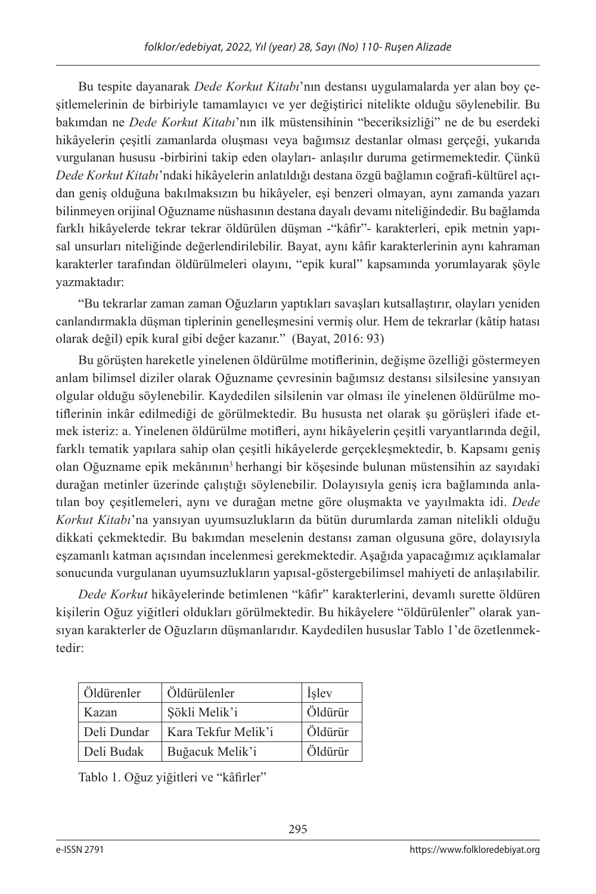Bu tespite dayanarak *Dede Korkut Kitabı*'nın destansı uygulamalarda yer alan boy çeşitlemelerinin de birbiriyle tamamlayıcı ve yer değiştirici nitelikte olduğu söylenebilir. Bu bakımdan ne *Dede Korkut Kitabı*'nın ilk müstensihinin "beceriksizliği" ne de bu eserdeki hikâyelerin çeşitli zamanlarda oluşması veya bağımsız destanlar olması gerçeği, yukarıda vurgulanan hususu -birbirini takip eden olayları- anlaşılır duruma getirmemektedir. Çünkü *Dede Korkut Kitabı*'ndaki hikâyelerin anlatıldığı destana özgü bağlamın coğrafi-kültürel açıdan geniş olduğuna bakılmaksızın bu hikâyeler, eşi benzeri olmayan, aynı zamanda yazarı bilinmeyen orijinal Oğuzname nüshasının destana dayalı devamı niteliğindedir. Bu bağlamda farklı hikâyelerde tekrar tekrar öldürülen düşman -"kâfir"- karakterleri, epik metnin yapısal unsurları niteliğinde değerlendirilebilir. Bayat, aynı kâfir karakterlerinin aynı kahraman karakterler tarafından öldürülmeleri olayını, "epik kural" kapsamında yorumlayarak şöyle yazmaktadır:

"Bu tekrarlar zaman zaman Oğuzların yaptıkları savaşları kutsallaştırır, olayları yeniden canlandırmakla düşman tiplerinin genelleşmesini vermiş olur. Hem de tekrarlar (kâtip hatası olarak değil) epik kural gibi değer kazanır." (Bayat, 2016: 93)

Bu görüşten hareketle yinelenen öldürülme motiflerinin, değişme özelliği göstermeyen anlam bilimsel diziler olarak Oğuzname çevresinin bağımsız destansı silsilesine yansıyan olgular olduğu söylenebilir. Kaydedilen silsilenin var olması ile yinelenen öldürülme motiflerinin inkâr edilmediği de görülmektedir. Bu hususta net olarak şu görüşleri ifade etmek isteriz: a. Yinelenen öldürülme motifleri, aynı hikâyelerin çeşitli varyantlarında değil, farklı tematik yapılara sahip olan çeşitli hikâyelerde gerçekleşmektedir, b. Kapsamı geniş olan Oğuzname epik mekânının[3] herhangi bir köşesinde bulunan müstensihin az sayıdaki durağan metinler üzerinde çalıştığı söylenebilir. Dolayısıyla geniş icra bağlamında anlatılan boy çeşitlemeleri, aynı ve durağan metne göre oluşmakta ve yayılmakta idi. *Dede Korkut Kitabı*'na yansıyan uyumsuzlukların da bütün durumlarda zaman nitelikli olduğu dikkati çekmektedir. Bu bakımdan meselenin destansı zaman olgusuna göre, dolayısıyla eşzamanlı katman açısından incelenmesi gerekmektedir. Aşağıda yapacağımız açıklamalar sonucunda vurgulanan uyumsuzlukların yapısal-göstergebilimsel mahiyeti de anlaşılabilir.

*Dede Korkut* hikâyelerinde betimlenen "kâfir" karakterlerini, devamlı surette öldüren kişilerin Oğuz yiğitleri oldukları görülmektedir. Bu hikâyelere "öldürülenler" olarak yansıyan karakterler de Oğuzların düşmanlarıdır. Kaydedilen hususlar Tablo 1'de özetlenmektedir:

| Öldürenler | Öldürülenler | İşlev |
|---|---|---|
| Kazan | Şökli Melik'i | Öldürür |
| Deli Dundar | Kara Tekfur Melik'i | Öldürür |
| Deli Budak | Buğacuk Melik'i | Öldürür |

Tablo 1. Oğuz yiğitleri ve "kâfirler"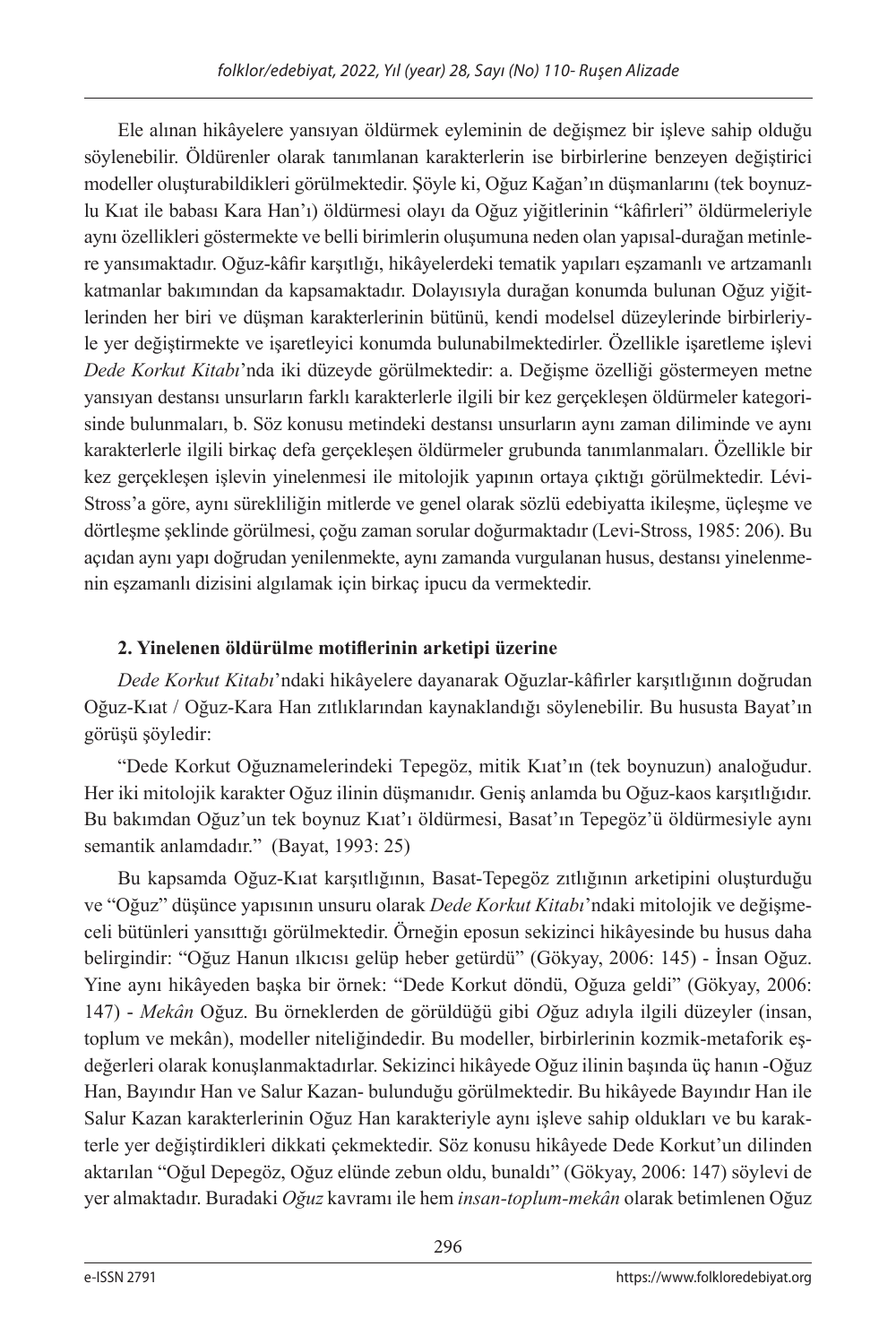Ele alınan hikâyelere yansıyan öldürmek eyleminin de değişmez bir işleve sahip olduğu söylenebilir. Öldürenler olarak tanımlanan karakterlerin ise birbirlerine benzeyen değiştirici modeller oluşturabildikleri görülmektedir. Şöyle ki, Oğuz Kağan'ın düşmanlarını (tek boynuzlu Kıat ile babası Kara Han'ı) öldürmesi olayı da Oğuz yiğitlerinin "kâfirleri" öldürmeleriyle aynı özellikleri göstermekte ve belli birimlerin oluşumuna neden olan yapısal-durağan metinlere yansımaktadır. Oğuz-kâfir karşıtlığı, hikâyelerdeki tematik yapıları eşzamanlı ve artzamanlı katmanlar bakımından da kapsamaktadır. Dolayısıyla durağan konumda bulunan Oğuz yiğitlerinden her biri ve düşman karakterlerinin bütünü, kendi modelsel düzeylerinde birbirleriyle yer değiştirmekte ve işaretleyici konumda bulunabilmektedirler. Özellikle işaretleme işlevi *Dede Korkut Kitabı*'nda iki düzeyde görülmektedir: a. Değişme özelliği göstermeyen metne yansıyan destansı unsurların farklı karakterlerle ilgili bir kez gerçekleşen öldürmeler kategorisinde bulunmaları, b. Söz konusu metindeki destansı unsurların aynı zaman diliminde ve aynı karakterlerle ilgili birkaç defa gerçekleşen öldürmeler grubunda tanımlanmaları. Özellikle bir kez gerçekleşen işlevin yinelenmesi ile mitolojik yapının ortaya çıktığı görülmektedir. Lévi-Stross'a göre, aynı sürekliliğin mitlerde ve genel olarak sözlü edebiyatta ikileşme, üçleşme ve dörtleşme şeklinde görülmesi, çoğu zaman sorular doğurmaktadır (Levi-Stross, 1985: 206). Bu açıdan aynı yapı doğrudan yenilenmekte, aynı zamanda vurgulanan husus, destansı yinelenmenin eşzamanlı dizisini algılamak için birkaç ipucu da vermektedir.

## 2. Yinelenen öldürülme motiflerinin arketipi üzerine

*Dede Korkut Kitabı*'ndaki hikâyelere dayanarak Oğuzlar-kâfirler karşıtlığının doğrudan Oğuz-Kıat / Oğuz-Kara Han zıtlıklarından kaynaklandığı söylenebilir. Bu hususta Bayat'ın görüşü şöyledir:

"Dede Korkut Oğuznamelerindeki Tepegöz, mitik Kıat'ın (tek boynuzun) analoğudur. Her iki mitolojik karakter Oğuz ilinin düşmanıdır. Geniş anlamda bu Oğuz-kaos karşıtlığıdır. Bu bakımdan Oğuz'un tek boynuz Kıat'ı öldürmesi, Basat'ın Tepegöz'ü öldürmesiyle aynı semantik anlamdadır." (Bayat, 1993: 25)

Bu kapsamda Oğuz-Kıat karşıtlığının, Basat-Tepegöz zıtlığının arketipini oluşturduğu ve "Oğuz" düşünce yapısının unsuru olarak *Dede Korkut Kitabı*'ndaki mitolojik ve değişmeceli bütünleri yansıttığı görülmektedir. Örneğin eposun sekizinci hikâyesinde bu husus daha belirgindir: "Oğuz Hanun ılkıcısı gelüp heber getürdü" (Gökyay, 2006: 145) - İnsan Oğuz. Yine aynı hikâyeden başka bir örnek: "Dede Korkut döndü, Oğuza geldi" (Gökyay, 2006: 147) - *Mekân* Oğuz. Bu örneklerden de görüldüğü gibi *O*ğuz adıyla ilgili düzeyler (insan, toplum ve mekân), modeller niteliğindedir. Bu modeller, birbirlerinin kozmik-metaforik eşdeğerleri olarak konuşlanmaktadırlar. Sekizinci hikâyede Oğuz ilinin başında üç hanın -Oğuz Han, Bayındır Han ve Salur Kazan- bulunduğu görülmektedir. Bu hikâyede Bayındır Han ile Salur Kazan karakterlerinin Oğuz Han karakteriyle aynı işleve sahip oldukları ve bu karakterle yer değiştirdikleri dikkati çekmektedir. Söz konusu hikâyede Dede Korkut'un dilinden aktarılan "Oğul Depegöz, Oğuz elünde zebun oldu, bunaldı" (Gökyay, 2006: 147) söylevi de yer almaktadır. Buradaki *Oğuz* kavramı ile hem *insan-toplum-mekân* olarak betimlenen Oğuz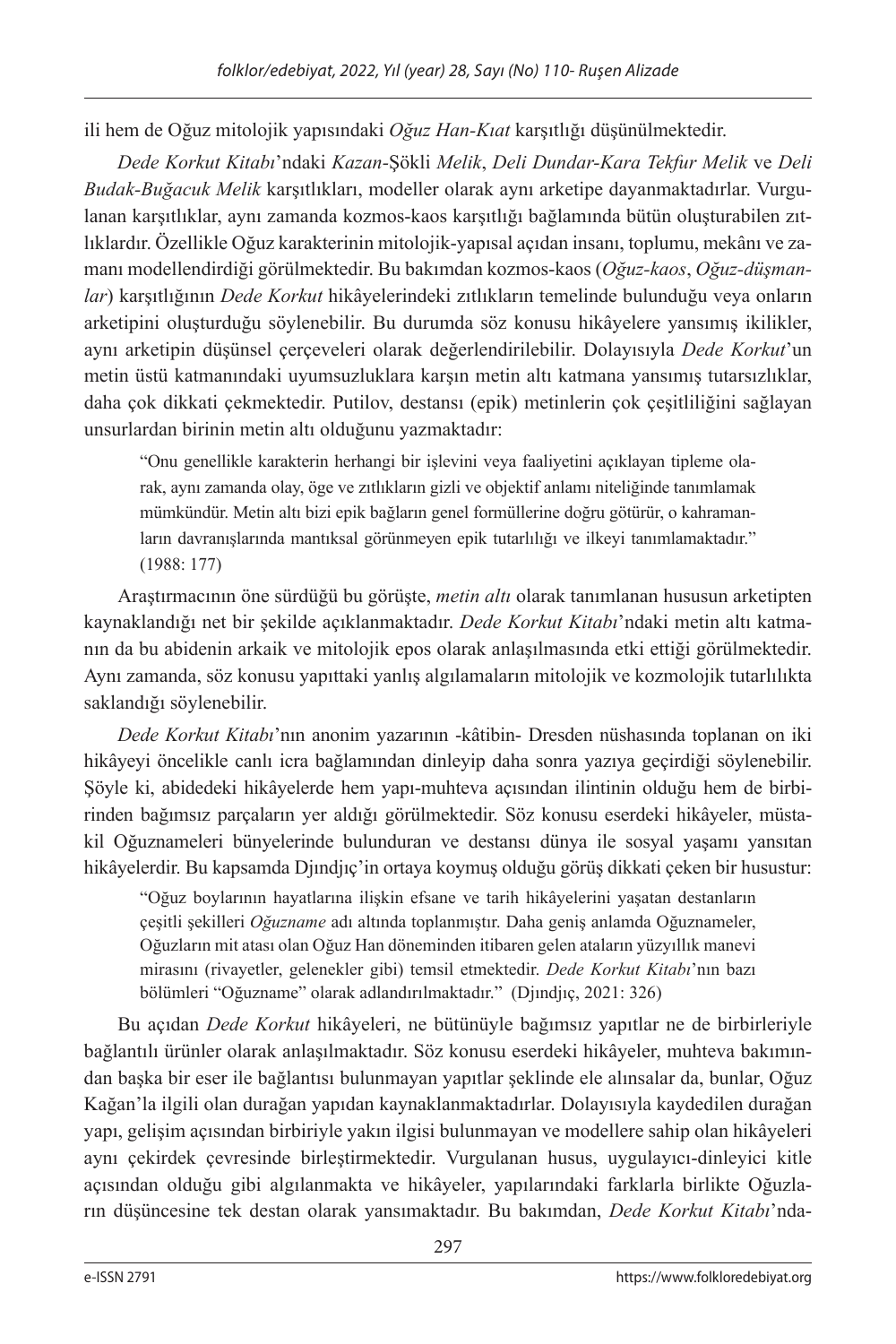ili hem de Oğuz mitolojik yapısındaki *Oğuz Han-Kıat* karşıtlığı düşünülmektedir.

*Dede Korkut Kitabı*'ndaki *Kazan*-Şökli *Melik*, *Deli Dundar-Kara Tekfur Melik* ve *Deli Budak-Buğacuk Melik* karşıtlıkları, modeller olarak aynı arketipe dayanmaktadırlar. Vurgulanan karşıtlıklar, aynı zamanda kozmos-kaos karşıtlığı bağlamında bütün oluşturabilen zıtlıklardır. Özellikle Oğuz karakterinin mitolojik-yapısal açıdan insanı, toplumu, mekânı ve zamanı modellendirdiği görülmektedir. Bu bakımdan kozmos-kaos (*Oğuz-kaos*, *Oğuz-düşmanlar*) karşıtlığının *Dede Korkut* hikâyelerindeki zıtlıkların temelinde bulunduğu veya onların arketipini oluşturduğu söylenebilir. Bu durumda söz konusu hikâyelere yansımış ikilikler, aynı arketipin düşünsel çerçeveleri olarak değerlendirilebilir. Dolayısıyla *Dede Korkut*'un metin üstü katmanındaki uyumsuzluklara karşın metin altı katmana yansımış tutarsızlıklar, daha çok dikkati çekmektedir. Putilov, destansı (epik) metinlerin çok çeşitliliğini sağlayan unsurlardan birinin metin altı olduğunu yazmaktadır:

> "Onu genellikle karakterin herhangi bir işlevini veya faaliyetini açıklayan tipleme olarak, aynı zamanda olay, öğe ve zıtlıkların gizli ve objektif anlamı niteliğinde tanımlamak mümkündür. Metin altı bizi epik bağların genel formüllerine doğru götürür, o kahramanların davranışlarında mantıksal görünmeyen epik tutarlılığı ve ilkeyi tanımlamaktadır." (1988: 177)

Araştırmacının öne sürdüğü bu görüşte, *metin altı* olarak tanımlanan hususun arketipten kaynaklandığı net bir şekilde açıklanmaktadır. *Dede Korkut Kitabı*'ndaki metin altı katmanın da bu abidenin arkaik ve mitolojik epos olarak anlaşılmasında etki ettiği görülmektedir. Aynı zamanda, söz konusu yapıttaki yanlış algılamaların mitolojik ve kozmolojik tutarlılıkta saklandığı söylenebilir.

*Dede Korkut Kitabı*'nın anonim yazarının -kâtibin- Dresden nüshasında toplanan on iki hikâyeyi öncelikle canlı icra bağlamından dinleyip daha sonra yazıya geçirdiği söylenebilir. Şöyle ki, abidedeki hikâyelerde hem yapı-muhteva açısından ilintinin olduğu hem de birbirinden bağımsız parçaların yer aldığı görülmektedir. Söz konusu eserdeki hikâyeler, müstakil Oğuznameleri bünyelerinde bulunduran ve destansı dünya ile sosyal yaşamı yansıtan hikâyelerdir. Bu kapsamda Djındjıç'in ortaya koymuş olduğu görüş dikkati çeken bir husustur:

> "Oğuz boylarının hayatlarına ilişkin efsane ve tarih hikâyelerini yaşatan destanların çeşitli şekilleri *Oğuzname* adı altında toplanmıştır. Daha geniş anlamda Oğuznameler, Oğuzların mit atası olan Oğuz Han döneminden itibaren gelen ataların yüzyıllık manevi mirasını (rivayetler, gelenekler gibi) temsil etmektedir. *Dede Korkut Kitabı*'nın bazı bölümleri "Oğuzname" olarak adlandırılmaktadır." (Djındjıç, 2021: 326)

Bu açıdan *Dede Korkut* hikâyeleri, ne bütünüyle bağımsız yapıtlar ne de birbirleriyle bağlantılı ürünler olarak anlaşılmaktadır. Söz konusu eserdeki hikâyeler, muhteva bakımından başka bir eser ile bağlantısı bulunmayan yapıtlar şeklinde ele alınsalar da, bunlar, Oğuz Kağan'la ilgili olan durağan yapıdan kaynaklanmaktadırlar. Dolayısıyla kaydedilen durağan yapı, gelişim açısından birbiriyle yakın ilgisi bulunmayan ve modellere sahip olan hikâyeleri aynı çekirdek çevresinde birleştirmektedir. Vurgulanan husus, uygulayıcı-dinleyici kitle açısından olduğu gibi algılanmakta ve hikâyeler, yapılarındaki farklarla birlikte Oğuzların düşüncesine tek destan olarak yansımaktadır. Bu bakımdan, *Dede Korkut Kitabı*'nda-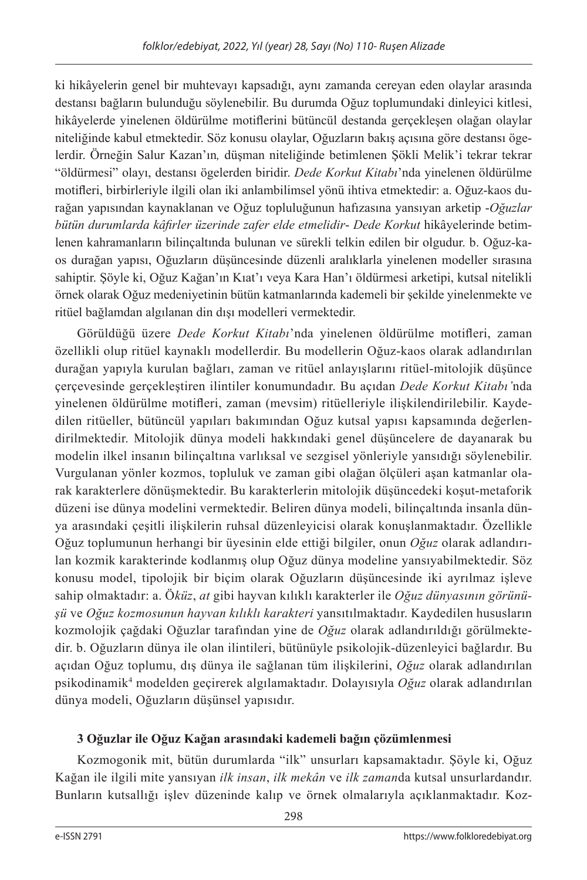ki hikâyelerin genel bir muhtevayı kapsadığı, aynı zamanda cereyan eden olaylar arasında destansı bağların bulunduğu söylenebilir. Bu durumda Oğuz toplumundaki dinleyici kitlesi, hikâyelerde yinelenen öldürülme motiflerini bütüncül destanda gerçekleşen olağan olaylar niteliğinde kabul etmektedir. Söz konusu olaylar, Oğuzların bakış açısına göre destansı ögelerdir. Örneğin Salur Kazan'ın*,* düşman niteliğinde betimlenen Şökli Melik'i tekrar tekrar "öldürmesi" olayı, destansı ögelerden biridir. *Dede Korkut Kitabı*'nda yinelenen öldürülme motifleri, birbirleriyle ilgili olan iki anlambilimsel yönü ihtiva etmektedir: a. Oğuz-kaos durağan yapısından kaynaklanan ve Oğuz topluluğunun hafızasına yansıyan arketip -*Oğuzlar bütün durumlarda kâfirler üzerinde zafer elde etmelidir*- *Dede Korkut* hikâyelerinde betimlenen kahramanların bilinçaltında bulunan ve sürekli telkin edilen bir olgudur. b. Oğuz-kaos durağan yapısı, Oğuzların düşüncesinde düzenli aralıklarla yinelenen modeller sırasına sahiptir. Şöyle ki, Oğuz Kağan'ın Kıat'ı veya Kara Han'ı öldürmesi arketipi, kutsal nitelikli örnek olarak Oğuz medeniyetinin bütün katmanlarında kademeli bir şekilde yinelenmekte ve ritüel bağlamdan algılanan din dışı modelleri vermektedir.

Görüldüğü üzere *Dede Korkut Kitabı*'nda yinelenen öldürülme motifleri, zaman özellikli olup ritüel kaynaklı modellerdir. Bu modellerin Oğuz-kaos olarak adlandırılan durağan yapıyla kurulan bağları, zaman ve ritüel anlayışlarını ritüel-mitolojik düşünce çerçevesinde gerçekleştiren ilintiler konumundadır. Bu açıdan *Dede Korkut Kitabı'*nda yinelenen öldürülme motifleri, zaman (mevsim) ritüelleriyle ilişkilendirilebilir. Kaydedilen ritüeller, bütüncül yapıları bakımından Oğuz kutsal yapısı kapsamında değerlendirilmektedir. Mitolojik dünya modeli hakkındaki genel düşüncelere de dayanarak bu modelin ilkel insanın bilinçaltına varlıksal ve sezgisel yönleriyle yansıdığı söylenebilir. Vurgulanan yönler kozmos, topluluk ve zaman gibi olağan ölçüleri aşan katmanlar olarak karakterlere dönüşmektedir. Bu karakterlerin mitolojik düşüncedeki koşut-metaforik düzeni ise dünya modelini vermektedir. Beliren dünya modeli, bilinçaltında insanla dünya arasındaki çeşitli ilişkilerin ruhsal düzenleyicisi olarak konuşlanmaktadır. Özellikle Oğuz toplumunun herhangi bir üyesinin elde ettiği bilgiler, onun *Oğuz* olarak adlandırılan kozmik karakterinde kodlanmış olup Oğuz dünya modeline yansıyabilmektedir. Söz konusu model, tipolojik bir biçim olarak Oğuzların düşüncesinde iki ayrılmaz işleve sahip olmaktadır: a. Ö*küz*, *at* gibi hayvan kılıklı karakterler ile *Oğuz dünyasının görünüşü* ve *Oğuz kozmosunun hayvan kılıklı karakteri* yansıtılmaktadır. Kaydedilen hususların kozmolojik çağdaki Oğuzlar tarafından yine de *Oğuz* olarak adlandırıldığı görülmektedir. b. Oğuzların dünya ile olan ilintileri, bütünüyle psikolojik-düzenleyici bağlardır. Bu açıdan Oğuz toplumu, dış dünya ile sağlanan tüm ilişkilerini, *Oğuz* olarak adlandırılan psikodinamik[4] modelden geçirerek algılamaktadır. Dolayısıyla *Oğuz* olarak adlandırılan dünya modeli, Oğuzların düşünsel yapısıdır.

### 3 Oğuzlar ile Oğuz Kağan arasındaki kademeli bağın çözümlenmesi

Kozmogonik mit, bütün durumlarda "ilk" unsurları kapsamaktadır. Şöyle ki, Oğuz Kağan ile ilgili mite yansıyan *ilk insan*, *ilk mekân* ve *ilk zaman*da kutsal unsurlardandır. Bunların kutsallığı işlev düzeninde kalıp ve örnek olmalarıyla açıklanmaktadır. Koz-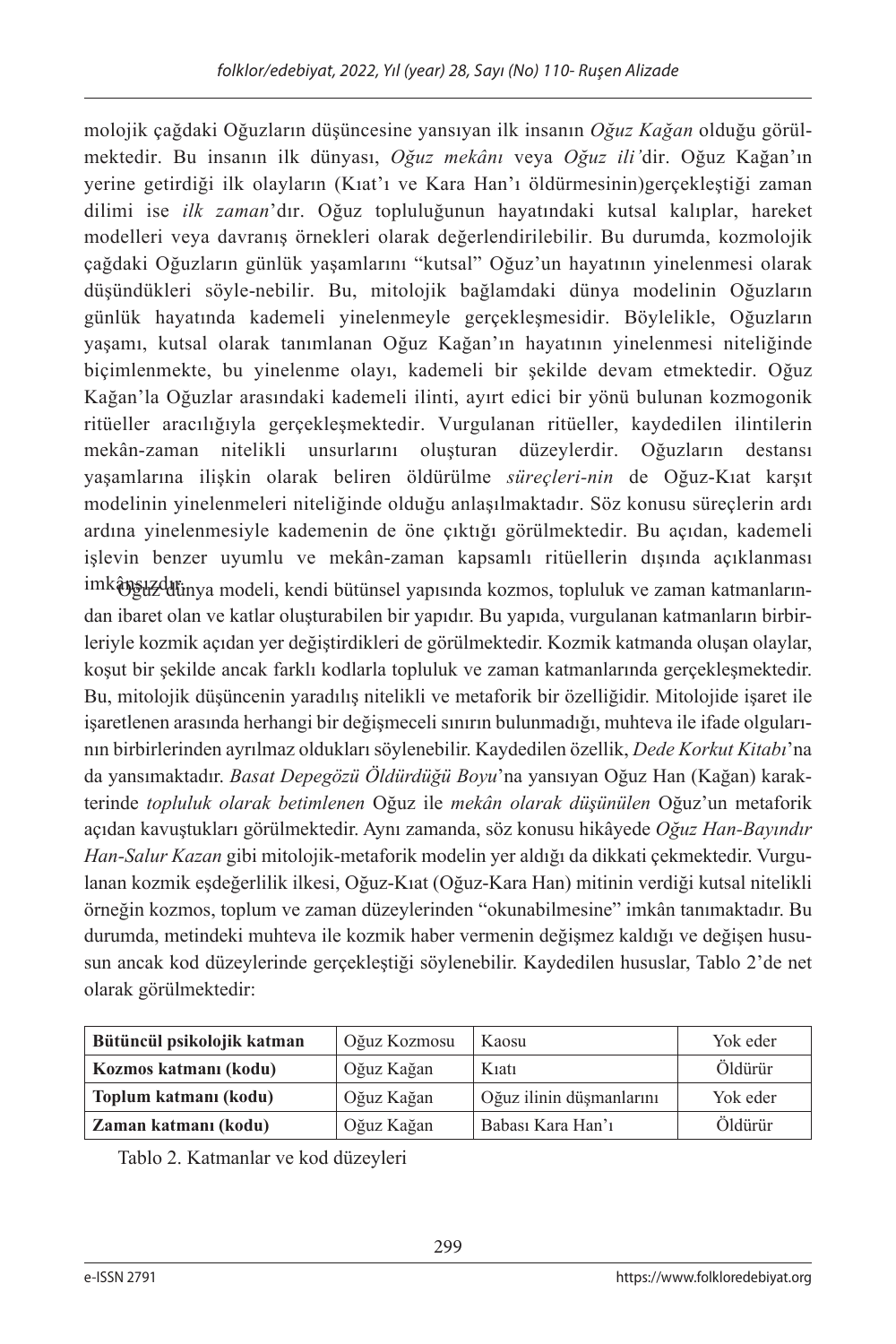molojik çağdaki Oğuzların düşüncesine yansıyan ilk insanın *Oğuz Kağan* olduğu görülmektedir. Bu insanın ilk dünyası, *Oğuz mekânı* veya *Oğuz ili'*dir. Oğuz Kağan'ın yerine getirdiği ilk olayların (Kıat'ı ve Kara Han'ı öldürmesinin)gerçekleştiği zaman dilimi ise *ilk zaman*'dır. Oğuz topluluğunun hayatındaki kutsal kalıplar, hareket modelleri veya davranış örnekleri olarak değerlendirilebilir. Bu durumda, kozmolojik çağdaki Oğuzların günlük yaşamlarını "kutsal" Oğuz'un hayatının yinelenmesi olarak düşündükleri söyle-nebilir. Bu, mitolojik bağlamdaki dünya modelinin Oğuzların günlük hayatında kademeli yinelenmeyle gerçekleşmesidir. Böylelikle, Oğuzların yaşamı, kutsal olarak tanımlanan Oğuz Kağan'ın hayatının yinelenmesi niteliğinde biçimlenmekte, bu yinelenme olayı, kademeli bir şekilde devam etmektedir. Oğuz Kağan'la Oğuzlar arasındaki kademeli ilinti, ayırt edici bir yönü bulunan kozmogonik ritüeller aracılığıyla gerçekleşmektedir. Vurgulanan ritüeller, kaydedilen ilintilerin mekân-zaman nitelikli unsurlarını oluşturan düzeylerdir. Oğuzların destansı yaşamlarına ilişkin olarak beliren öldürülme *süreçleri-nin* de Oğuz-Kıat karşıt modelinin yinelenmeleri niteliğinde olduğu anlaşılmaktadır. Söz konusu süreçlerin ardı ardına yinelenmesiyle kademenin de öne çıktığı görülmektedir. Bu açıdan, kademeli işlevin benzer uyumlu ve mekân-zaman kapsamlı ritüellerin dışında açıklanması imkânsızdır.

Oğuz dünya modeli, kendi bütünsel yapısında kozmos, topluluk ve zaman katmanlarından ibaret olan ve katlar oluşturabilen bir yapıdır. Bu yapıda, vurgulanan katmanların birbirleriyle kozmik açıdan yer değiştirdikleri de görülmektedir. Kozmik katmanda oluşan olaylar, koşut bir şekilde ancak farklı kodlarla topluluk ve zaman katmanlarında gerçekleşmektedir. Bu, mitolojik düşüncenin yaradılış nitelikli ve metaforik bir özelliğidir. Mitolojide işaret ile işaretlenen arasında herhangi bir değişmeceli sınırın bulunmadığı, muhteva ile ifade olgularının birbirlerinden ayrılmaz oldukları söylenebilir. Kaydedilen özellik, *Dede Korkut Kitabı*'na da yansımaktadır. *Basat Depegözü Öldürdüğü Boyu*'na yansıyan Oğuz Han (Kağan) karakterinde *topluluk olarak betimlenen* Oğuz ile *mekân olarak düşünülen* Oğuz'un metaforik açıdan kavuştukları görülmektedir. Aynı zamanda, söz konusu hikâyede *Oğuz Han-Bayındır Han-Salur Kazan* gibi mitolojik-metaforik modelin yer aldığı da dikkati çekmektedir. Vurgulanan kozmik eşdeğerlilik ilkesi, Oğuz-Kıat (Oğuz-Kara Han) mitinin verdiği kutsal nitelikli örneğin kozmos, toplum ve zaman düzeylerinden "okunabilmesine" imkân tanımaktadır. Bu durumda, metindeki muhteva ile kozmik haber vermenin değişmez kaldığı ve değişen hususun ancak kod düzeylerinde gerçekleştiği söylenebilir. Kaydedilen hususlar, Tablo 2'de net olarak görülmektedir:

| **Bütüncül psikolojik katman** | Oğuz Kozmosu | Kaosu | Yok eder |
|---|---|---|---|
| **Kozmos katmanı (kodu)** | Oğuz Kağan | Kıatı | Öldürür |
| **Toplum katmanı (kodu)** | Oğuz Kağan | Oğuz ilinin düşmanlarını | Yok eder |
| **Zaman katmanı (kodu)** | Oğuz Kağan | Babası Kara Han'ı | Öldürür |

Tablo 2. Katmanlar ve kod düzeyleri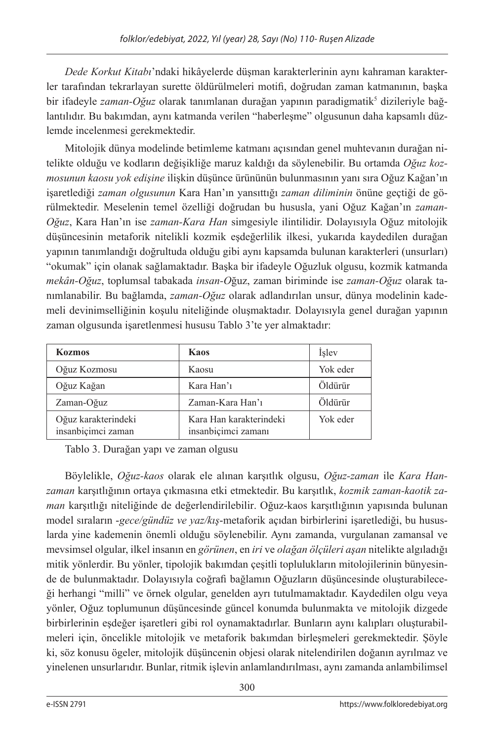*Dede Korkut Kitabı*'ndaki hikâyelerde düşman karakterlerinin aynı kahraman karakterler tarafından tekrarlayan surette öldürülmeleri motifi, doğrudan zaman katmanının, başka bir ifadeyle *zaman-Oğuz* olarak tanımlanan durağan yapının paradigmatik[5] dizileriyle bağlantılıdır. Bu bakımdan, aynı katmanda verilen "haberleşme" olgusunun daha kapsamlı düzlemde incelenmesi gerekmektedir.

Mitolojik dünya modelinde betimleme katmanı açısından genel muhtevanın durağan nitelikte olduğu ve kodların değişikliğe maruz kaldığı da söylenebilir. Bu ortamda *Oğuz kozmosunun kaosu yok edişine* ilişkin düşünce ürününün bulunmasının yanı sıra Oğuz Kağan'ın işaretlediği *zaman olgusunun* Kara Han'ın yansıttığı *zaman diliminin* önüne geçtiği de görülmektedir. Meselenin temel özelliği doğrudan bu hususla, yani Oğuz Kağan'ın *zaman-Oğuz*, Kara Han'ın ise *zaman-Kara Han* simgesiyle ilintilidir. Dolayısıyla Oğuz mitolojik düşüncesinin metaforik nitelikli kozmik eşdeğerlilik ilkesi, yukarıda kaydedilen durağan yapının tanımlandığı doğrultuda olduğu gibi aynı kapsamda bulunan karakterleri (unsurları) "okumak" için olanak sağlamaktadır. Başka bir ifadeyle Oğuzluk olgusu, kozmik katmanda *mekân-Oğuz*, toplumsal tabakada *insan-O*ğuz, zaman biriminde ise *zaman-Oğuz* olarak tanımlanabilir. Bu bağlamda, *zaman-Oğuz* olarak adlandırılan unsur, dünya modelinin kademeli devinimselliğinin koşulu niteliğinde oluşmaktadır. Dolayısıyla genel durağan yapının zaman olgusunda işaretlenmesi hususu Tablo 3'te yer almaktadır:

| **Kozmos** | **Kaos** | İşlev |
|---|---|---|
| Oğuz Kozmosu | Kaosu | Yok eder |
| Oğuz Kağan | Kara Han'ı | Öldürür |
| Zaman-Oğuz | Zaman-Kara Han'ı | Öldürür |
| Oğuz karakterindeki insanbiçimci zaman | Kara Han karakterindeki insanbiçimci zamanı | Yok eder |

Tablo 3. Durağan yapı ve zaman olgusu

Böylelikle, *Oğuz-kaos* olarak ele alınan karşıtlık olgusu, *Oğuz-zaman* ile *Kara Han-zaman* karşıtlığının ortaya çıkmasına etki etmektedir. Bu karşıtlık, *kozmik zaman-kaotik zaman* karşıtlığı niteliğinde de değerlendirilebilir. Oğuz-kaos karşıtlığının yapısında bulunan model sıraların -*gece/gündüz ve yaz/kış*-metaforik açıdan birbirlerini işaretlediği, bu hususlarda yine kademenin önemli olduğu söylenebilir. Aynı zamanda, vurgulanan zamansal ve mevsimsel olgular, ilkel insanın en *görünen*, en *iri* ve *olağan ölçüleri aşan* nitelikte algıladığı mitik yönlerdir. Bu yönler, tipolojik bakımdan çeşitli toplulukların mitolojilerinin bünyesinde de bulunmaktadır. Dolayısıyla coğrafi bağlamın Oğuzların düşüncesinde oluşturabileceği herhangi "milli" ve örnek olgular, genelden ayrı tutulmamaktadır. Kaydedilen olgu veya yönler, Oğuz toplumunun düşüncesinde güncel konumda bulunmakta ve mitolojik dizgede birbirlerinin eşdeğer işaretleri gibi rol oynamaktadırlar. Bunların aynı kalıpları oluşturabilmeleri için, öncelikle mitolojik ve metaforik bakımdan birleşmeleri gerekmektedir. Şöyle ki, söz konusu ögeler, mitolojik düşüncenin objesi olarak nitelendirilen doğanın ayrılmaz ve yinelenen unsurlarıdır. Bunlar, ritmik işlevin anlamlandırılması, aynı zamanda anlambilimsel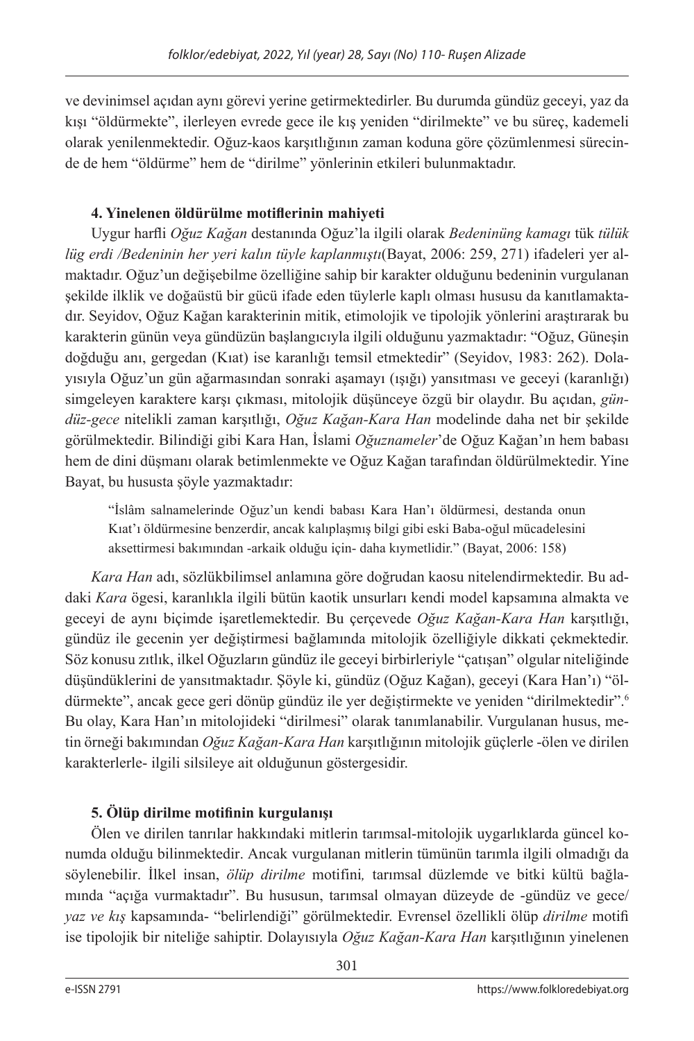ve devinimsel açıdan aynı görevi yerine getirmektedirler. Bu durumda gündüz geceyi, yaz da kışı "öldürmekte", ilerleyen evrede gece ile kış yeniden "dirilmekte" ve bu süreç, kademeli olarak yenilenmektedir. Oğuz-kaos karşıtlığının zaman koduna göre çözümlenmesi sürecinde de hem "öldürme" hem de "dirilme" yönlerinin etkileri bulunmaktadır.

**4. Yinelenen öldürülme motiflerinin mahiyeti**

Uygur harfli *Oğuz Kağan* destanında Oğuz'la ilgili olarak *Bedeninüng kamagı* tük *tülük lüg erdi /Bedeninin her yeri kalın tüyle kaplanmıştı*(Bayat, 2006: 259, 271) ifadeleri yer almaktadır. Oğuz'un değişebilme özelliğine sahip bir karakter olduğunu bedeninin vurgulanan şekilde ilklik ve doğaüstü bir gücü ifade eden tüylerle kaplı olması hususu da kanıtlamaktadır. Seyidov, Oğuz Kağan karakterinin mitik, etimolojik ve tipolojik yönlerini araştırarak bu karakterin günün veya gündüzün başlangıcıyla ilgili olduğunu yazmaktadır: "Oğuz, Güneşin doğduğu anı, gergedan (Kıat) ise karanlığı temsil etmektedir" (Seyidov, 1983: 262). Dolayısıyla Oğuz'un gün ağarmasından sonraki aşamayı (ışığı) yansıtması ve geceyi (karanlığı) simgeleyen karaktere karşı çıkması, mitolojik düşünceye özgü bir olaydır. Bu açıdan, *gündüz-gece* nitelikli zaman karşıtlığı, *Oğuz Kağan-Kara Han* modelinde daha net bir şekilde görülmektedir. Bilindiği gibi Kara Han, İslami *Oğuznameler*'de Oğuz Kağan'ın hem babası hem de dini düşmanı olarak betimlenmekte ve Oğuz Kağan tarafından öldürülmektedir. Yine Bayat, bu hususta şöyle yazmaktadır:

> "İslâm salnamelerinde Oğuz'un kendi babası Kara Han'ı öldürmesi, destanda onun Kıat'ı öldürmesine benzerdir, ancak kalıplaşmış bilgi gibi eski Baba-oğul mücadelesini aksettirmesi bakımından -arkaik olduğu için- daha kıymetlidir." (Bayat, 2006: 158)

*Kara Han* adı, sözlükbilimsel anlamına göre doğrudan kaosu nitelendirmektedir. Bu addaki *Kara* ögesi, karanlıkla ilgili bütün kaotik unsurları kendi model kapsamına almakta ve geceyi de aynı biçimde işaretlemektedir. Bu çerçevede *Oğuz Kağan-Kara Han* karşıtlığı, gündüz ile gecenin yer değiştirmesi bağlamında mitolojik özelliğiyle dikkati çekmektedir. Söz konusu zıtlık, ilkel Oğuzların gündüz ile geceyi birbirleriyle "çatışan" olgular niteliğinde düşündüklerini de yansıtmaktadır. Şöyle ki, gündüz (Oğuz Kağan), geceyi (Kara Han'ı) "öldürmekte", ancak gece geri dönüp gündüz ile yer değiştirmekte ve yeniden "dirilmektedir".[6] Bu olay, Kara Han'ın mitolojideki "dirilmesi" olarak tanımlanabilir. Vurgulanan husus, metin örneği bakımından *Oğuz Kağan-Kara Han* karşıtlığının mitolojik güçlerle -ölen ve dirilen karakterlerle- ilgili silsileye ait olduğunun göstergesidir.

**5. Ölüp dirilme motifinin kurgulanışı**

Ölen ve dirilen tanrılar hakkındaki mitlerin tarımsal-mitolojik uygarlıklarda güncel konumda olduğu bilinmektedir. Ancak vurgulanan mitlerin tümünün tarımla ilgili olmadığı da söylenebilir. İlkel insan, *ölüp dirilme* motifini*,* tarımsal düzlemde ve bitki kültü bağlamında "açığa vurmaktadır". Bu hususun, tarımsal olmayan düzeyde de -gündüz ve gece/ *yaz ve kış* kapsamında- "belirlendiği" görülmektedir. Evrensel özellikli ölüp *dirilme* motifi ise tipolojik bir niteliğe sahiptir. Dolayısıyla *Oğuz Kağan-Kara Han* karşıtlığının yinelenen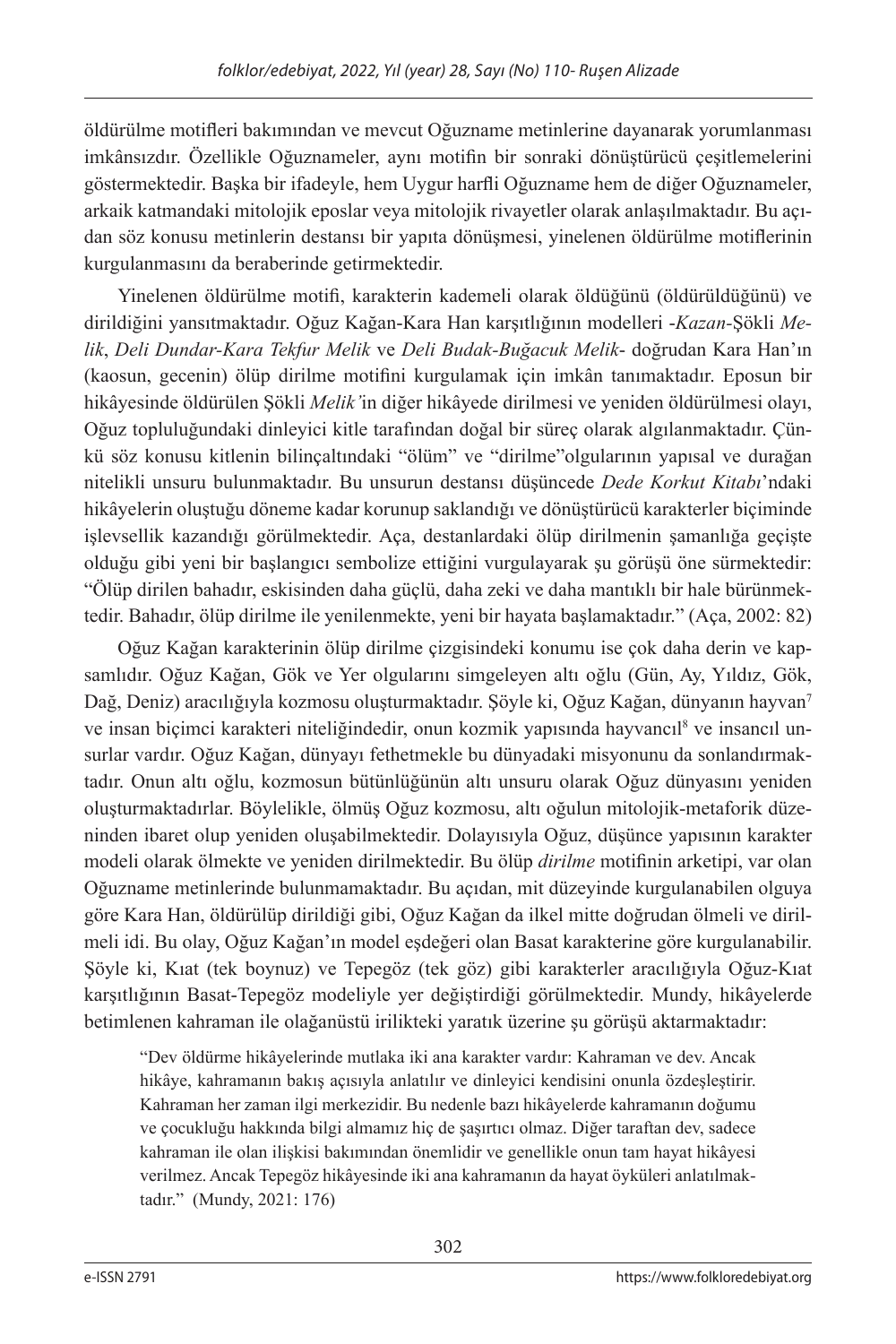öldürülme motifleri bakımından ve mevcut Oğuzname metinlerine dayanarak yorumlanması imkânsızdır. Özellikle Oğuznameler, aynı motifin bir sonraki dönüştürücü çeşitlemelerini göstermektedir. Başka bir ifadeyle, hem Uygur harfli Oğuzname hem de diğer Oğuznameler, arkaik katmandaki mitolojik eposlar veya mitolojik rivayetler olarak anlaşılmaktadır. Bu açıdan söz konusu metinlerin destansı bir yapıta dönüşmesi, yinelenen öldürülme motiflerinin kurgulanmasını da beraberinde getirmektedir.

Yinelenen öldürülme motifi, karakterin kademeli olarak öldüğünü (öldürüldüğünü) ve dirildiğini yansıtmaktadır. Oğuz Kağan-Kara Han karşıtlığının modelleri -*Kazan*-Şökli *Melik*, *Deli Dundar-Kara Tekfur Melik* ve *Deli Budak-Buğacuk Melik*- doğrudan Kara Han'ın (kaosun, gecenin) ölüp dirilme motifini kurgulamak için imkân tanımaktadır. Eposun bir hikâyesinde öldürülen Şökli *Melik'*in diğer hikâyede dirilmesi ve yeniden öldürülmesi olayı, Oğuz topluluğundaki dinleyici kitle tarafından doğal bir süreç olarak algılanmaktadır. Çünkü söz konusu kitlenin bilinçaltındaki "ölüm" ve "dirilme"olgularının yapısal ve durağan nitelikli unsuru bulunmaktadır. Bu unsurun destansı düşüncede *Dede Korkut Kitabı*'ndaki hikâyelerin oluştuğu döneme kadar korunup saklandığı ve dönüştürücü karakterler biçiminde işlevsellik kazandığı görülmektedir. Aça, destanlardaki ölüp dirilmenin şamanlığa geçişte olduğu gibi yeni bir başlangıcı sembolize ettiğini vurgulayarak şu görüşü öne sürmektedir: "Ölüp dirilen bahadır, eskisinden daha güçlü, daha zeki ve daha mantıklı bir hale bürünmektedir. Bahadır, ölüp dirilme ile yenilenmekte, yeni bir hayata başlamaktadır." (Aça, 2002: 82)

Oğuz Kağan karakterinin ölüp dirilme çizgisindeki konumu ise çok daha derin ve kapsamlıdır. Oğuz Kağan, Gök ve Yer olgularını simgeleyen altı oğlu (Gün, Ay, Yıldız, Gök, Dağ, Deniz) aracılığıyla kozmosu oluşturmaktadır. Şöyle ki, Oğuz Kağan, dünyanın hayvan[7] ve insan biçimci karakteri niteliğindedir, onun kozmik yapısında hayvancıl[8] ve insancıl unsurlar vardır. Oğuz Kağan, dünyayı fethetmekle bu dünyadaki misyonunu da sonlandırmaktadır. Onun altı oğlu, kozmosun bütünlüğünün altı unsuru olarak Oğuz dünyasını yeniden oluşturmaktadırlar. Böylelikle, ölmüş Oğuz kozmosu, altı oğulun mitolojik-metaforik düzeninden ibaret olup yeniden oluşabilmektedir. Dolayısıyla Oğuz, düşünce yapısının karakter modeli olarak ölmekte ve yeniden dirilmektedir. Bu ölüp *dirilme* motifinin arketipi, var olan Oğuzname metinlerinde bulunmamaktadır. Bu açıdan, mit düzeyinde kurgulanabilen olguya göre Kara Han, öldürülüp dirildiği gibi, Oğuz Kağan da ilkel mitte doğrudan ölmeli ve dirilmeli idi. Bu olay, Oğuz Kağan'ın model eşdeğeri olan Basat karakterine göre kurgulanabilir. Şöyle ki, Kıat (tek boynuz) ve Tepegöz (tek göz) gibi karakterler aracılığıyla Oğuz-Kıat karşıtlığının Basat-Tepegöz modeliyle yer değiştirdiği görülmektedir. Mundy, hikâyelerde betimlenen kahraman ile olağanüstü irilikteki yaratık üzerine şu görüşü aktarmaktadır:

> "Dev öldürme hikâyelerinde mutlaka iki ana karakter vardır: Kahraman ve dev. Ancak hikâye, kahramanın bakış açısıyla anlatılır ve dinleyici kendisini onunla özdeşleştirir. Kahraman her zaman ilgi merkezidir. Bu nedenle bazı hikâyelerde kahramanın doğumu ve çocukluğu hakkında bilgi almamız hiç de şaşırtıcı olmaz. Diğer taraftan dev, sadece kahraman ile olan ilişkisi bakımından önemlidir ve genellikle onun tam hayat hikâyesi verilmez. Ancak Tepegöz hikâyesinde iki ana kahramanın da hayat öyküleri anlatılmaktadır." (Mundy, 2021: 176)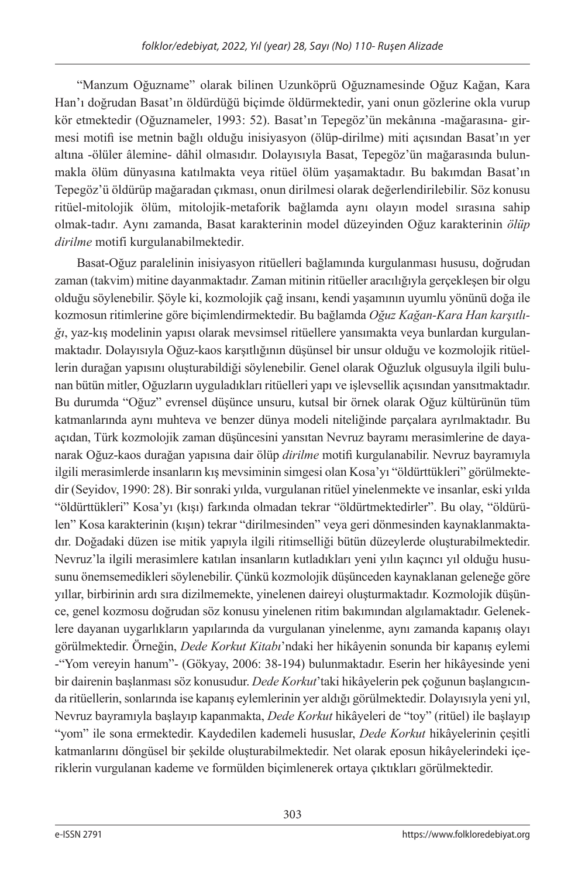"Manzum Oğuzname" olarak bilinen Uzunköprü Oğuznamesinde Oğuz Kağan, Kara Han'ı doğrudan Basat'ın öldürdüğü biçimde öldürmektedir, yani onun gözlerine okla vurup kör etmektedir (Oğuznameler, 1993: 52). Basat'ın Tepegöz'ün mekânına -mağarasına- girmesi motifi ise metnin bağlı olduğu inisiyasyon (ölüp-dirilme) miti açısından Basat'ın yer altına -ölüler âlemine- dâhil olmasıdır. Dolayısıyla Basat, Tepegöz'ün mağarasında bulunmakla ölüm dünyasına katılmakta veya ritüel ölüm yaşamaktadır. Bu bakımdan Basat'ın Tepegöz'ü öldürüp mağaradan çıkması, onun dirilmesi olarak değerlendirilebilir. Söz konusu ritüel-mitolojik ölüm, mitolojik-metaforik bağlamda aynı olayın model sırasına sahip olmak-tadır. Aynı zamanda, Basat karakterinin model düzeyinden Oğuz karakterinin *ölüp dirilme* motifi kurgulanabilmektedir.

Basat-Oğuz paralelinin inisiyasyon ritüelleri bağlamında kurgulanması hususu, doğrudan zaman (takvim) mitine dayanmaktadır. Zaman mitinin ritüeller aracılığıyla gerçekleşen bir olgu olduğu söylenebilir. Şöyle ki, kozmolojik çağ insanı, kendi yaşamının uyumlu yönünü doğa ile kozmosun ritimlerine göre biçimlendirmektedir. Bu bağlamda *Oğuz Kağan-Kara Han karşıtlığı*, yaz-kış modelinin yapısı olarak mevsimsel ritüellere yansımakta veya bunlardan kurgulanmaktadır. Dolayısıyla Oğuz-kaos karşıtlığının düşünsel bir unsur olduğu ve kozmolojik ritüellerin durağan yapısını oluşturabildiği söylenebilir. Genel olarak Oğuzluk olgusuyla ilgili bulunan bütün mitler, Oğuzların uyguladıkları ritüelleri yapı ve işlevsellik açısından yansıtmaktadır. Bu durumda "Oğuz" evrensel düşünce unsuru, kutsal bir örnek olarak Oğuz kültürünün tüm katmanlarında aynı muhteva ve benzer dünya modeli niteliğinde parçalara ayrılmaktadır. Bu açıdan, Türk kozmolojik zaman düşüncesini yansıtan Nevruz bayramı merasimlerine de dayanarak Oğuz-kaos durağan yapısına dair ölüp *dirilme* motifi kurgulanabilir. Nevruz bayramıyla ilgili merasimlerde insanların kış mevsiminin simgesi olan Kosa'yı "öldürttükleri" görülmektedir (Seyidov, 1990: 28). Bir sonraki yılda, vurgulanan ritüel yinelenmekte ve insanlar, eski yılda "öldürttükleri" Kosa'yı (kışı) farkında olmadan tekrar "öldürtmektedirler". Bu olay, "öldürülen" Kosa karakterinin (kışın) tekrar "dirilmesinden" veya geri dönmesinden kaynaklanmaktadır. Doğadaki düzen ise mitik yapıyla ilgili ritimselliği bütün düzeylerde oluşturabilmektedir. Nevruz'la ilgili merasimlere katılan insanların kutladıkları yeni yılın kaçıncı yıl olduğu hususunu önemsemedikleri söylenebilir. Çünkü kozmolojik düşünceden kaynaklanan geleneğe göre yıllar, birbirinin ardı sıra dizilmemekte, yinelenen daireyi oluşturmaktadır. Kozmolojik düşünce, genel kozmosu doğrudan söz konusu yinelenen ritim bakımından algılamaktadır. Geleneklere dayanan uygarlıkların yapılarında da vurgulanan yinelenme, aynı zamanda kapanış olayı görülmektedir. Örneğin, *Dede Korkut Kitabı*'ndaki her hikâyenin sonunda bir kapanış eylemi -"Yom vereyin hanum"- (Gökyay, 2006: 38-194) bulunmaktadır. Eserin her hikâyesinde yeni bir dairenin başlanması söz konusudur. *Dede Korkut*'taki hikâyelerin pek çoğunun başlangıcında ritüellerin, sonlarında ise kapanış eylemlerinin yer aldığı görülmektedir. Dolayısıyla yeni yıl, Nevruz bayramıyla başlayıp kapanmakta, *Dede Korkut* hikâyeleri de "toy" (ritüel) ile başlayıp "yom" ile sona ermektedir. Kaydedilen kademeli hususlar, *Dede Korkut* hikâyelerinin çeşitli katmanlarını döngüsel bir şekilde oluşturabilmektedir. Net olarak eposun hikâyelerindeki içeriklerin vurgulanan kademe ve formülden biçimlenerek ortaya çıktıkları görülmektedir.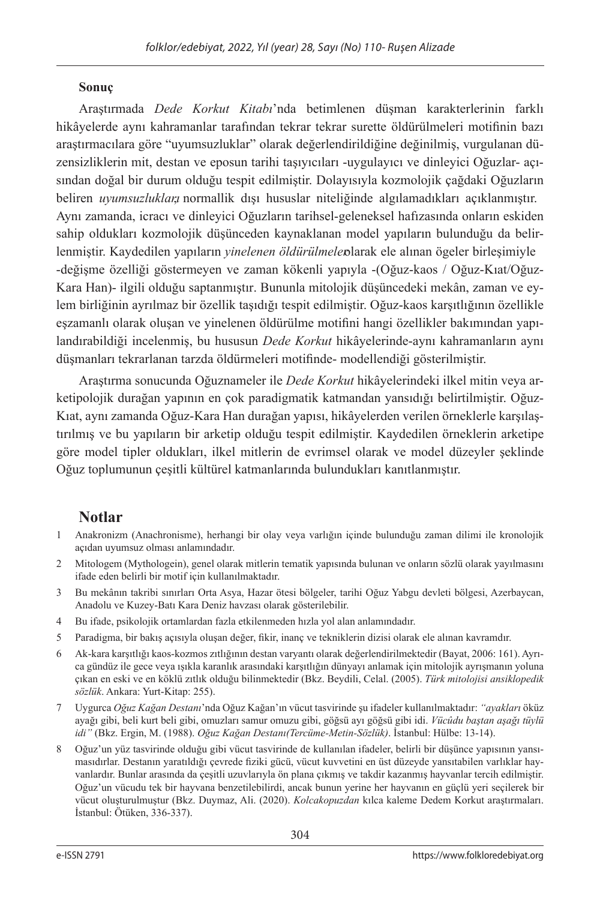**Sonuç**

Araştırmada *Dede Korkut Kitabı*'nda betimlenen düşman karakterlerinin farklı hikâyelerde aynı kahramanlar tarafından tekrar tekrar surette öldürülmeleri motifinin bazı araştırmacılara göre "uyumsuzluklar" olarak değerlendirildiğine değinilmiş, vurgulanan düzensizliklerin mit, destan ve eposun tarihi taşıyıcıları -uygulayıcı ve dinleyici Oğuzlar- açısından doğal bir durum olduğu tespit edilmiştir. Dolayısıyla kozmolojik çağdaki Oğuzların beliren *uyumsuzlukları* normallik dışı hususlar niteliğinde algılamadıkları açıklanmıştır. Aynı zamanda, icracı ve dinleyici Oğuzların tarihsel-geleneksel hafızasında onların eskiden sahip oldukları kozmolojik düşünceden kaynaklanan model yapıların bulunduğu da belirlenmiştir. Kaydedilen yapıların *yinelenen öldürülmeler* olarak ele alınan ögeler birleşimiyle -değişme özelliği göstermeyen ve zaman kökenli yapıyla -(Oğuz-kaos / Oğuz-Kıat/Oğuz-Kara Han)- ilgili olduğu saptanmıştır. Bununla mitolojik düşüncedeki mekân, zaman ve eylem birliğinin ayrılmaz bir özellik taşıdığı tespit edilmiştir. Oğuz-kaos karşıtlığının özellikle eşzamanlı olarak oluşan ve yinelenen öldürülme motifini hangi özellikler bakımından yapılandırabildiği incelenmiş, bu hususun *Dede Korkut* hikâyelerinde-aynı kahramanların aynı düşmanları tekrarlanan tarzda öldürmeleri motifinde- modellendiği gösterilmiştir.

Araştırma sonucunda Oğuznameler ile *Dede Korkut* hikâyelerindeki ilkel mitin veya arketipolojik durağan yapının en çok paradigmatik katmandan yansıdığı belirtilmiştir. Oğuz-Kıat, aynı zamanda Oğuz-Kara Han durağan yapısı, hikâyelerden verilen örneklerle karşılaştırılmış ve bu yapıların bir arketip olduğu tespit edilmiştir. Kaydedilen örneklerin arketipe göre model tipler oldukları, ilkel mitlerin de evrimsel olarak ve model düzeyler şeklinde Oğuz toplumunun çeşitli kültürel katmanlarında bulundukları kanıtlanmıştır.

## Notlar

1. Anakronizm (Anachronisme), herhangi bir olay veya varlığın içinde bulunduğu zaman dilimi ile kronolojik açıdan uyumsuz olması anlamındadır.
2. Mitologem (Mythologein), genel olarak mitlerin tematik yapısında bulunan ve onların sözlü olarak yayılmasını ifade eden belirli bir motif için kullanılmaktadır.
3. Bu mekânın takribi sınırları Orta Asya, Hazar ötesi bölgeler, tarihi Oğuz Yabgu devleti bölgesi, Azerbaycan, Anadolu ve Kuzey-Batı Kara Deniz havzası olarak gösterilebilir.
4. Bu ifade, psikolojik ortamlardan fazla etkilenmeden hızla yol alan anlamındadır.
5. Paradigma, bir bakış açısıyla oluşan değer, fikir, inanç ve tekniklerin dizisi olarak ele alınan kavramdır.
6. Ak-kara karşıtlığı kaos-kozmos zıtlığının destan varyantı olarak değerlendirilmektedir (Bayat, 2006: 161). Ayrıca gündüz ile gece veya ışıkla karanlık arasındaki karşıtlığın dünyayı anlamak için mitolojik ayrışmanın yoluna çıkan en eski ve en köklü zıtlık olduğu bilinmektedir (Bkz. Beydili, Celal. (2005). *Türk mitolojisi ansiklopedik sözlük*. Ankara: Yurt-Kitap: 255).
7. Uygurca *Oğuz Kağan Destanı*'nda Oğuz Kağan'ın vücut tasvirinde şu ifadeler kullanılmaktadır: *"ayakları* öküz ayağı gibi, beli kurt beli gibi, omuzları samur omuzu gibi, göğsü ayı göğsü gibi idi. *Vücûdu baştan aşağı tüylü idi"* (Bkz. Ergin, M. (1988). *Oğuz Kağan Destanı(Tercüme-Metin-Sözlük)*. İstanbul: Hülbe: 13-14).
8. Oğuz'un yüz tasvirinde olduğu gibi vücut tasvirinde de kullanılan ifadeler, belirli bir düşünce yapısının yansımasıdırlar. Destanın yaratıldığı çevrede fiziki gücü, vücut kuvvetini en üst düzeyde yansıtabilen varlıklar hayvanlardır. Bunlar arasında da çeşitli uzuvlarıyla ön plana çıkmış ve takdir kazanmış hayvanlar tercih edilmiştir. Oğuz'un vücudu tek bir hayvana benzetilebilirdi, ancak bunun yerine her hayvanın en güçlü yeri seçilerek bir vücut oluşturulmuştur (Bkz. Duymaz, Ali. (2020). *Kolcakopuzdan* kılca kaleme Dedem Korkut araştırmaları. İstanbul: Ötüken, 336-337).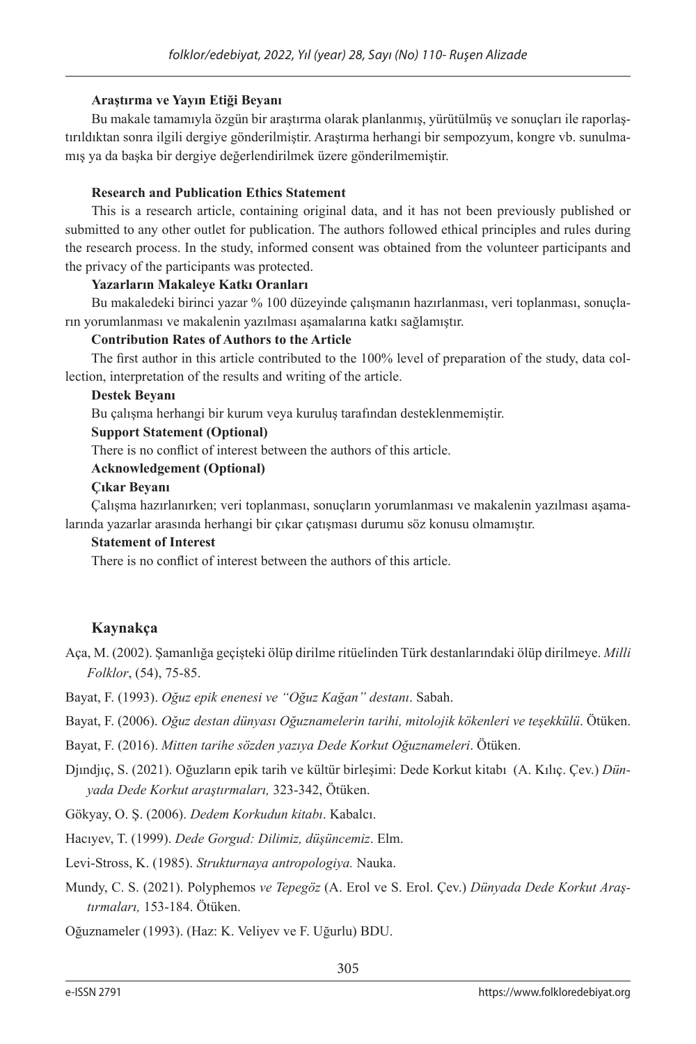**Araştırma ve Yayın Etiği Beyanı**

Bu makale tamamıyla özgün bir araştırma olarak planlanmış, yürütülmüş ve sonuçları ile raporlaştırıldıktan sonra ilgili dergiye gönderilmiştir. Araştırma herhangi bir sempozyum, kongre vb. sunulmamış ya da başka bir dergiye değerlendirilmek üzere gönderilmemiştir.

**Research and Publication Ethics Statement**

This is a research article, containing original data, and it has not been previously published or submitted to any other outlet for publication. The authors followed ethical principles and rules during the research process. In the study, informed consent was obtained from the volunteer participants and the privacy of the participants was protected.

**Yazarların Makaleye Katkı Oranları**

Bu makaledeki birinci yazar % 100 düzeyinde çalışmanın hazırlanması, veri toplanması, sonuçların yorumlanması ve makalenin yazılması aşamalarına katkı sağlamıştır.

**Contribution Rates of Authors to the Article**

The first author in this article contributed to the 100% level of preparation of the study, data collection, interpretation of the results and writing of the article.

**Destek Beyanı**

Bu çalışma herhangi bir kurum veya kuruluş tarafından desteklenmemiştir.

**Support Statement (Optional)**

There is no conflict of interest between the authors of this article.

**Acknowledgement (Optional)**

**Çıkar Beyanı**

Çalışma hazırlanırken; veri toplanması, sonuçların yorumlanması ve makalenin yazılması aşamalarında yazarlar arasında herhangi bir çıkar çatışması durumu söz konusu olmamıştır.

**Statement of Interest**

There is no conflict of interest between the authors of this article.

## Kaynakça

Aça, M. (2002). Şamanlığa geçişteki ölüp dirilme ritüelinden Türk destanlarındaki ölüp dirilmeye. *Milli Folklor*, (54), 75-85.

Bayat, F. (1993). *Oğuz epik enenesi ve "Oğuz Kağan" destanı*. Sabah.

Bayat, F. (2006). *Oğuz destan dünyası Oğuznamelerin tarihi, mitolojik kökenleri ve teşekkülü*. Ötüken.

Bayat, F. (2016). *Mitten tarihe sözden yazıya Dede Korkut Oğuznameleri*. Ötüken.

Djındjıç, S. (2021). Oğuzların epik tarih ve kültür birleşimi: Dede Korkut kitabı (A. Kılıç. Çev.) *Dünyada Dede Korkut araştırmaları,* 323-342, Ötüken.

Gökyay, O. Ş. (2006). *Dedem Korkudun kitabı*. Kabalcı.

Hacıyev, T. (1999). *Dede Gorgud: Dilimiz, düşüncemiz*. Elm.

Levi-Stross, K. (1985). *Strukturnaya antropologiya.* Nauka.

Mundy, C. S. (2021). Polyphemos *ve Tepegöz* (A. Erol ve S. Erol. Çev.) *Dünyada Dede Korkut Araştırmaları,* 153-184. Ötüken.

Oğuznameler (1993). (Haz: K. Veliyev ve F. Uğurlu) BDU.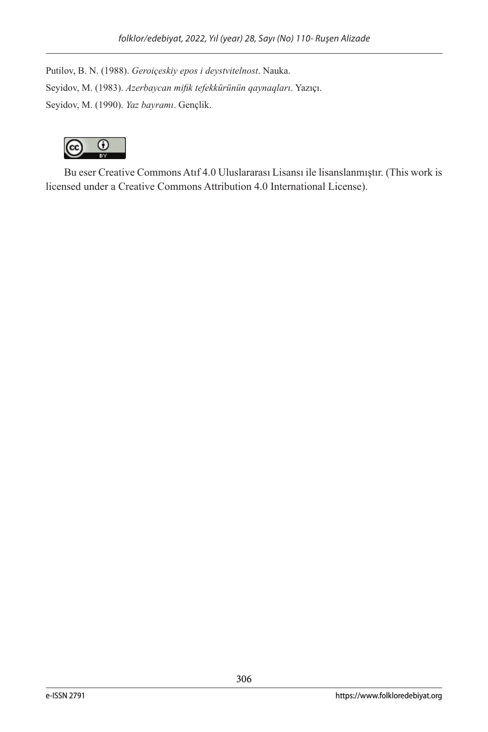Putilov, B. N. (1988). *Geroiçeskiy epos i deystvitelnost*. Nauka.

Seyidov, M. (1983). *Azerbaycan mifik tefekkürünün qaynaqları*. Yazıçı.

Seyidov, M. (1990). *Yaz bayramı*. Gençlik.

Bu eser Creative Commons Atıf 4.0 Uluslararası Lisansı ile lisanslanmıştır. (This work is licensed under a Creative Commons Attribution 4.0 International License).